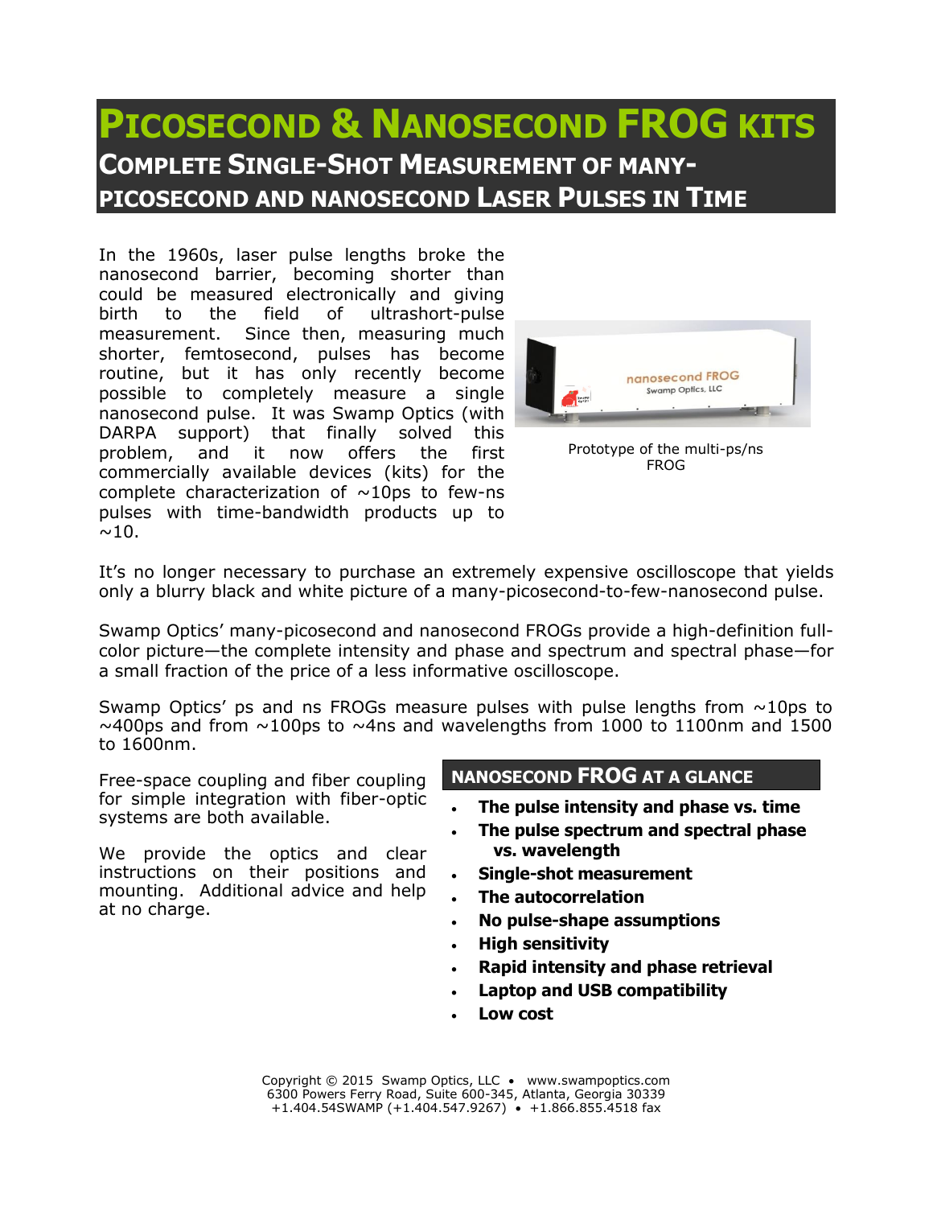# Picosecond & Nanosecond FROG kits

## Complete Single-Shot Measurement of many-picosecond and nanosecond Laser Pulses in Time

In the 1960s, laser pulse lengths broke the nanosecond barrier, becoming shorter than could be measured electronically and giving birth to the field of ultrashort-pulse measurement. Since then, measuring much shorter, femtosecond, pulses has become routine, but it has only recently become possible to completely measure a single nanosecond pulse. It was Swamp Optics (with DARPA support) that finally solved this problem, and it now offers the first commercially available devices (kits) for the complete characterization of ~10ps to few-ns pulses with time-bandwidth products up to ~10.

Prototype of the multi-ps/ns FROG

It's no longer necessary to purchase an extremely expensive oscilloscope that yields only a blurry black and white picture of a many-picosecond-to-few-nanosecond pulse.

Swamp Optics' many-picosecond and nanosecond FROGs provide a high-definition full-color picture—the complete intensity and phase and spectrum and spectral phase—for a small fraction of the price of a less informative oscilloscope.

Swamp Optics' ps and ns FROGs measure pulses with pulse lengths from ~10ps to ~400ps and from ~100ps to ~4ns and wavelengths from 1000 to 1100nm and 1500 to 1600nm.

Free-space coupling and fiber coupling for simple integration with fiber-optic systems are both available.

We provide the optics and clear instructions on their positions and mounting. Additional advice and help at no charge.

### Nanosecond FROG at a glance

- **The pulse intensity and phase vs. time**
- **The pulse spectrum and spectral phase vs. wavelength**
- **Single-shot measurement**
- **The autocorrelation**
- **No pulse-shape assumptions**
- **High sensitivity**
- **Rapid intensity and phase retrieval**
- **Laptop and USB compatibility**
- **Low cost**

Copyright © 2015 Swamp Optics, LLC • www.swampoptics.com
6300 Powers Ferry Road, Suite 600-345, Atlanta, Georgia 30339
+1.404.54SWAMP (+1.404.547.9267) • +1.866.855.4518 fax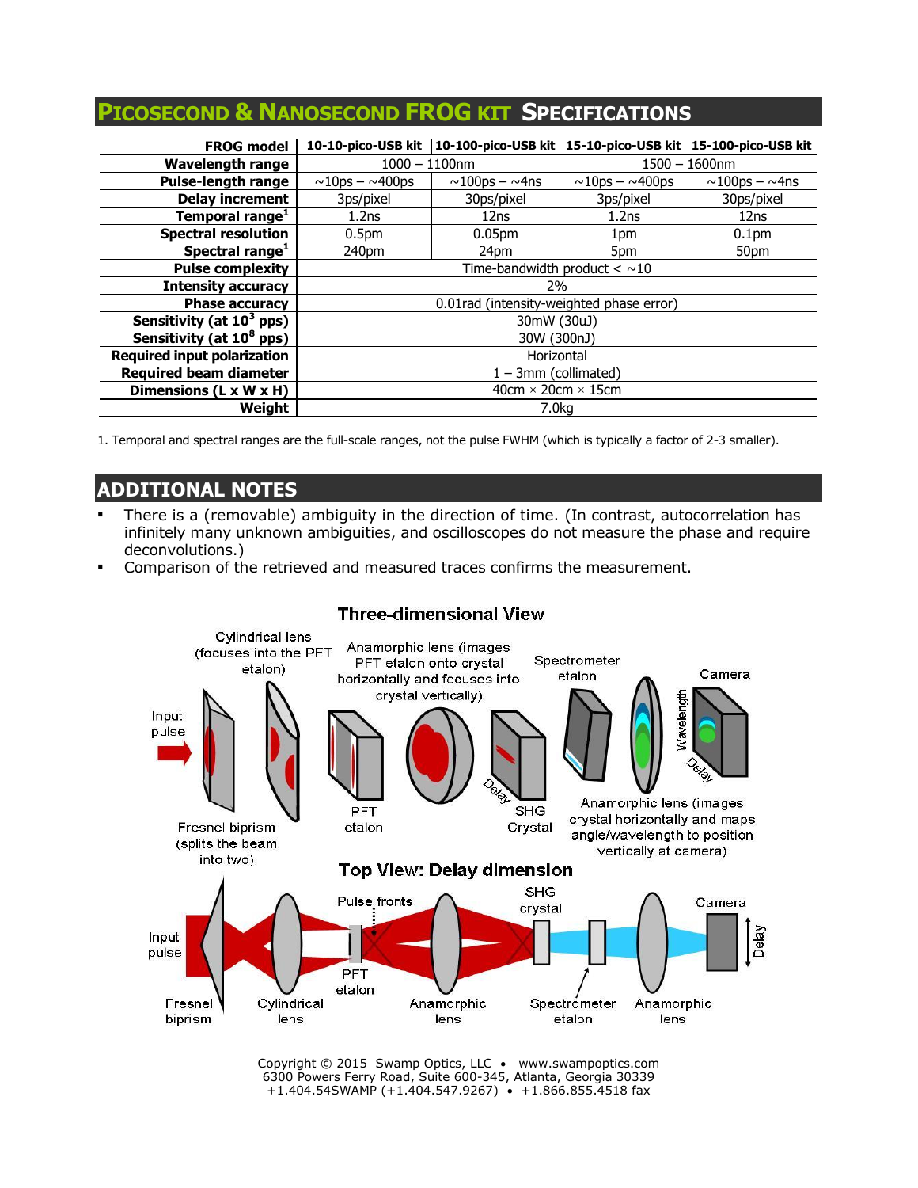## PICOSECOND & NANOSECOND FROG KIT SPECIFICATIONS

| FROG model | 10-10-pico-USB kit | 10-100-pico-USB kit | 15-10-pico-USB kit | 15-100-pico-USB kit |
|---|---|---|---|---|
| Wavelength range | 1000 – 1100nm | | 1500 – 1600nm | |
| Pulse-length range | ~10ps – ~400ps | ~100ps – ~4ns | ~10ps – ~400ps | ~100ps – ~4ns |
| Delay increment | 3ps/pixel | 30ps/pixel | 3ps/pixel | 30ps/pixel |
| Temporal range[1] | 1.2ns | 12ns | 1.2ns | 12ns |
| Spectral resolution | 0.5pm | 0.05pm | 1pm | 0.1pm |
| Spectral range[1] | 240pm | 24pm | 5pm | 50pm |
| Pulse complexity | Time-bandwidth product < ~10 | | | |
| Intensity accuracy | 2% | | | |
| Phase accuracy | 0.01rad (intensity-weighted phase error) | | | |
| Sensitivity (at $10^3$ pps) | 30mW (30uJ) | | | |
| Sensitivity (at $10^8$ pps) | 30W (300nJ) | | | |
| Required input polarization | Horizontal | | | |
| Required beam diameter | 1 – 3mm (collimated) | | | |
| Dimensions (L x W x H) | 40cm × 20cm × 15cm | | | |
| Weight | 7.0kg | | | |

1. Temporal and spectral ranges are the full-scale ranges, not the pulse FWHM (which is typically a factor of 2-3 smaller).

## ADDITIONAL NOTES

- There is a (removable) ambiguity in the direction of time. (In contrast, autocorrelation has infinitely many unknown ambiguities, and oscilloscopes do not measure the phase and require deconvolutions.)
- Comparison of the retrieved and measured traces confirms the measurement.

### Three-dimensional View

Input pulse

Cylindrical lens (focuses into the PFT etalon)

Anamorphic lens (images PFT etalon onto crystal horizontally and focuses into crystal vertically)

Spectrometer etalon

Camera

Wavelength

Delay

Fresnel biprism (splits the beam into two)

PFT etalon

SHG Crystal

Anamorphic lens (images crystal horizontally and maps angle/wavelength to position vertically at camera)

### Top View: Delay dimension

Input pulse

Fresnel biprism

Cylindrical lens

Pulse fronts

PFT etalon

Anamorphic lens

SHG crystal

Spectrometer etalon

Anamorphic lens

Camera

Delay

Copyright © 2015 Swamp Optics, LLC • www.swampoptics.com
6300 Powers Ferry Road, Suite 600-345, Atlanta, Georgia 30339
+1.404.54SWAMP (+1.404.547.9267) • +1.866.855.4518 fax